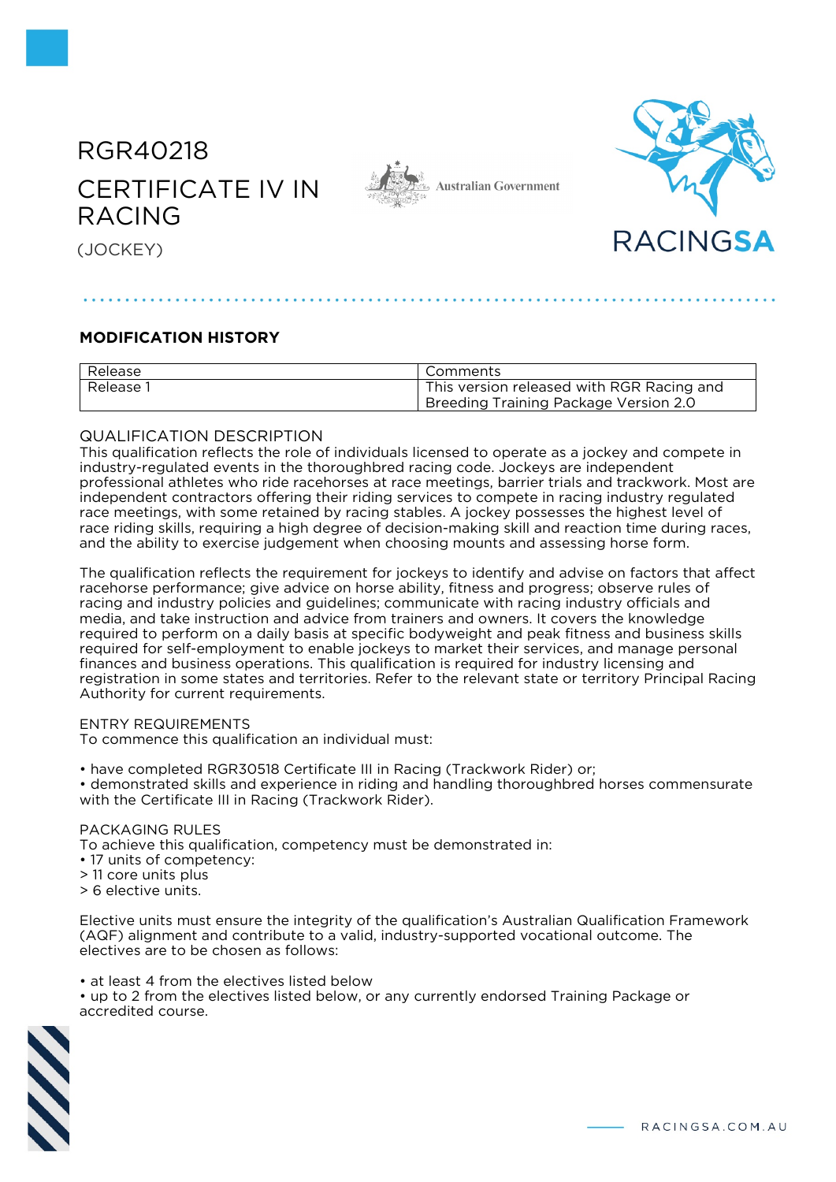# RGR40218

# CERTIFICATE IV IN RACING

(JOCKEY)

Australian Government

RACINGSA

## MODIFICATION HISTORY

| Release | Comments |
|---|---|
| Release 1 | This version released with RGR Racing and Breeding Training Package Version 2.0 |

QUALIFICATION DESCRIPTION

This qualification reflects the role of individuals licensed to operate as a jockey and compete in industry-regulated events in the thoroughbred racing code. Jockeys are independent professional athletes who ride racehorses at race meetings, barrier trials and trackwork. Most are independent contractors offering their riding services to compete in racing industry regulated race meetings, with some retained by racing stables. A jockey possesses the highest level of race riding skills, requiring a high degree of decision-making skill and reaction time during races, and the ability to exercise judgement when choosing mounts and assessing horse form.

The qualification reflects the requirement for jockeys to identify and advise on factors that affect racehorse performance; give advice on horse ability, fitness and progress; observe rules of racing and industry policies and guidelines; communicate with racing industry officials and media, and take instruction and advice from trainers and owners. It covers the knowledge required to perform on a daily basis at specific bodyweight and peak fitness and business skills required for self-employment to enable jockeys to market their services, and manage personal finances and business operations. This qualification is required for industry licensing and registration in some states and territories. Refer to the relevant state or territory Principal Racing Authority for current requirements.

ENTRY REQUIREMENTS

To commence this qualification an individual must:

- have completed RGR30518 Certificate III in Racing (Trackwork Rider) or;
- demonstrated skills and experience in riding and handling thoroughbred horses commensurate with the Certificate III in Racing (Trackwork Rider).

PACKAGING RULES

To achieve this qualification, competency must be demonstrated in:

- 17 units of competency:
  > 11 core units plus
  > 6 elective units.

Elective units must ensure the integrity of the qualification's Australian Qualification Framework (AQF) alignment and contribute to a valid, industry-supported vocational outcome. The electives are to be chosen as follows:

- at least 4 from the electives listed below
- up to 2 from the electives listed below, or any currently endorsed Training Package or accredited course.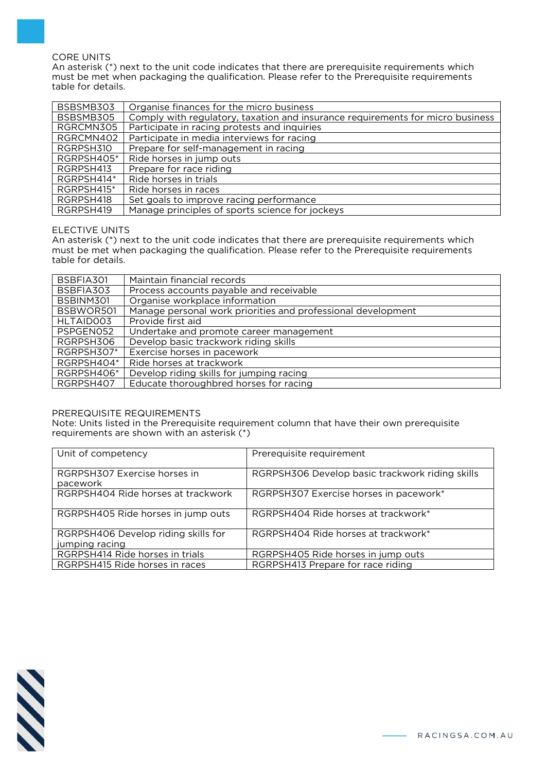CORE UNITS

An asterisk (*) next to the unit code indicates that there are prerequisite requirements which must be met when packaging the qualification. Please refer to the Prerequisite requirements table for details.

| | |
|---|---|
| BSBSMB303 | Organise finances for the micro business |
| BSBSMB305 | Comply with regulatory, taxation and insurance requirements for micro business |
| RGRCMN305 | Participate in racing protests and inquiries |
| RGRCMN402 | Participate in media interviews for racing |
| RGRPSH310 | Prepare for self-management in racing |
| RGRPSH405* | Ride horses in jump outs |
| RGRPSH413 | Prepare for race riding |
| RGRPSH414* | Ride horses in trials |
| RGRPSH415* | Ride horses in races |
| RGRPSH418 | Set goals to improve racing performance |
| RGRPSH419 | Manage principles of sports science for jockeys |

ELECTIVE UNITS

An asterisk (*) next to the unit code indicates that there are prerequisite requirements which must be met when packaging the qualification. Please refer to the Prerequisite requirements table for details.

| | |
|---|---|
| BSBFIA301 | Maintain financial records |
| BSBFIA303 | Process accounts payable and receivable |
| BSBINM301 | Organise workplace information |
| BSBWOR501 | Manage personal work priorities and professional development |
| HLTAID003 | Provide first aid |
| PSPGEN052 | Undertake and promote career management |
| RGRPSH306 | Develop basic trackwork riding skills |
| RGRPSH307* | Exercise horses in pacework |
| RGRPSH404* | Ride horses at trackwork |
| RGRPSH406* | Develop riding skills for jumping racing |
| RGRPSH407 | Educate thoroughbred horses for racing |

PREREQUISITE REQUIREMENTS

Note: Units listed in the Prerequisite requirement column that have their own prerequisite requirements are shown with an asterisk (*)

| Unit of competency | Prerequisite requirement |
|---|---|
| RGRPSH307 Exercise horses in pacework | RGRPSH306 Develop basic trackwork riding skills |
| RGRPSH404 Ride horses at trackwork | RGRPSH307 Exercise horses in pacework* |
| RGRPSH405 Ride horses in jump outs | RGRPSH404 Ride horses at trackwork* |
| RGRPSH406 Develop riding skills for jumping racing | RGRPSH404 Ride horses at trackwork* |
| RGRPSH414 Ride horses in trials | RGRPSH405 Ride horses in jump outs |
| RGRPSH415 Ride horses in races | RGRPSH413 Prepare for race riding |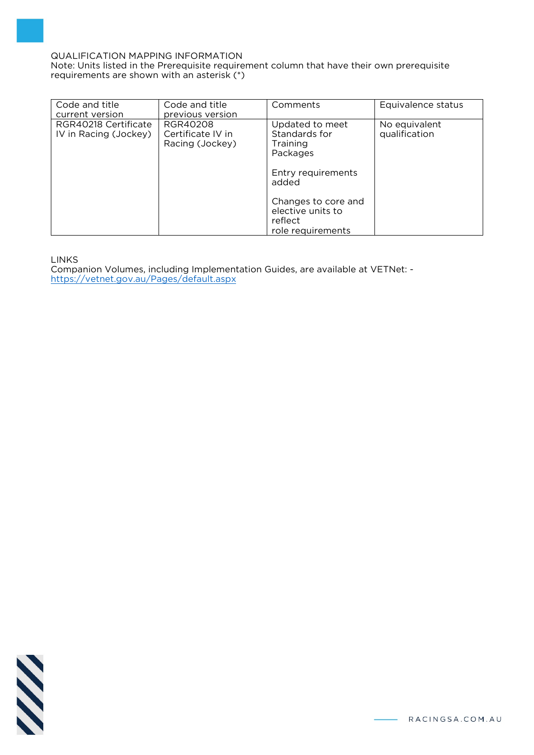QUALIFICATION MAPPING INFORMATION

Note: Units listed in the Prerequisite requirement column that have their own prerequisite requirements are shown with an asterisk (*)

| Code and title current version | Code and title previous version | Comments | Equivalence status |
|---|---|---|---|
| RGR40218 Certificate IV in Racing (Jockey) | RGR40208 Certificate IV in Racing (Jockey) | Updated to meet Standards for Training Packages<br><br>Entry requirements added<br><br>Changes to core and elective units to reflect role requirements | No equivalent qualification |

LINKS

Companion Volumes, including Implementation Guides, are available at VETNet: - https://vetnet.gov.au/Pages/default.aspx